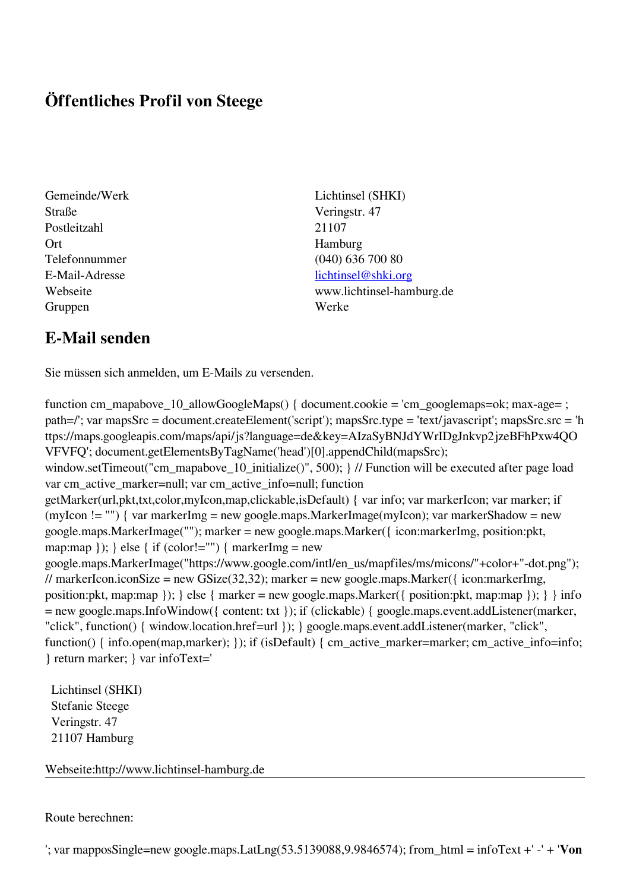# Öffentliches Profil von Steege

| | |
|---|---|
| Gemeinde/Werk | Lichtinsel (SHKI) |
| Straße | Veringstr. 47 |
| Postleitzahl | 21107 |
| Ort | Hamburg |
| Telefonnummer | (040) 636 700 80 |
| E-Mail-Adresse | lichtinsel@shki.org |
| Webseite | www.lichtinsel-hamburg.de |
| Gruppen | Werke |

## E-Mail senden

Sie müssen sich anmelden, um E-Mails zu versenden.

function cm_mapabove_10_allowGoogleMaps() { document.cookie = 'cm_googlemaps=ok; max-age= ; path=/'; var mapsSrc = document.createElement('script'); mapsSrc.type = 'text/javascript'; mapsSrc.src = 'https://maps.googleapis.com/maps/api/js?language=de&key=AIzaSyBNJdYWrIDgJnkvp2jzeBFhPxw4QOVFVFQ'; document.getElementsByTagName('head')[0].appendChild(mapsSrc); window.setTimeout("cm_mapabove_10_initialize()", 500); } // Function will be executed after page load var cm_active_marker=null; var cm_active_info=null; function getMarker(url,pkt,txt,color,myIcon,map,clickable,isDefault) { var info; var markerIcon; var marker; if (myIcon != "") { var markerImg = new google.maps.MarkerImage(myIcon); var markerShadow = new google.maps.MarkerImage(""); marker = new google.maps.Marker({ icon:markerImg, position:pkt, map:map }); } else { if (color!="") { markerImg = new google.maps.MarkerImage("https://www.google.com/intl/en_us/mapfiles/ms/micons/"+color+"-dot.png"); // markerIcon.iconSize = new GSize(32,32); marker = new google.maps.Marker({ icon:markerImg, position:pkt, map:map }); } else { marker = new google.maps.Marker({ position:pkt, map:map }); } } info = new google.maps.InfoWindow({ content: txt }); if (clickable) { google.maps.event.addListener(marker, "click", function() { window.location.href=url }); } google.maps.event.addListener(marker, "click", function() { info.open(map,marker); }); if (isDefault) { cm_active_marker=marker; cm_active_info=info; } return marker; } var infoText='

Lichtinsel (SHKI)  
Stefanie Steege  
Veringstr. 47  
21107 Hamburg

Webseite:http://www.lichtinsel-hamburg.de

---

Route berechnen:

'; var mapposSingle=new google.maps.LatLng(53.5139088,9.9846574); from_html = infoText +' -' + '**Von**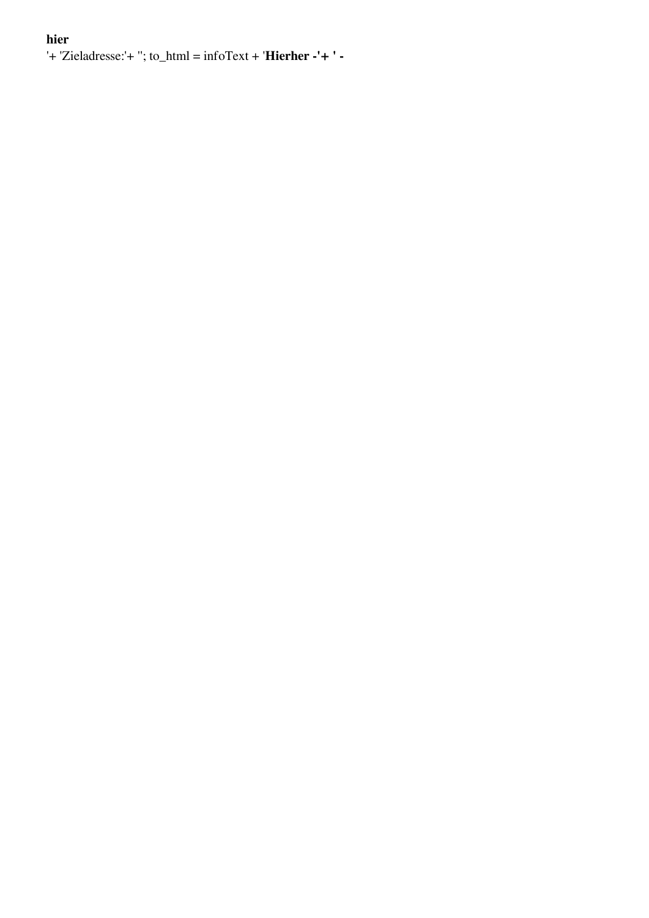**hier**

'+ 'Zieladresse:'+ ''; to_html = infoText + '**Hierher -'+ ' -**